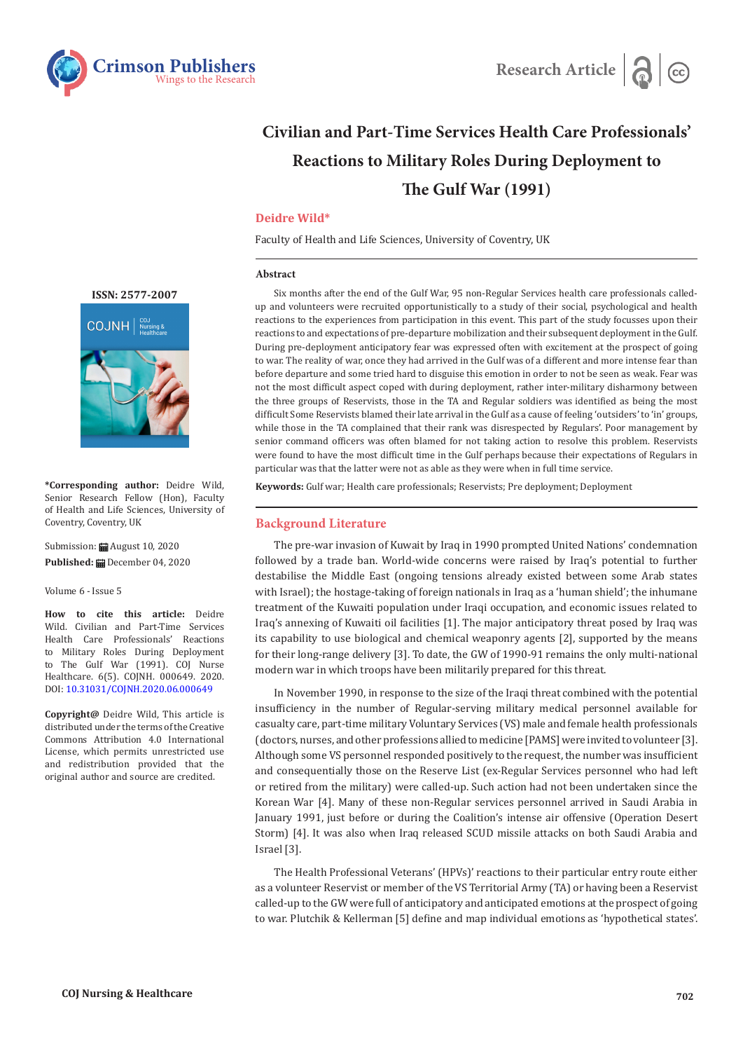Research Article

# Civilian and Part-Time Services Health Care Professionals' Reactions to Military Roles During Deployment to The Gulf War (1991)

**Deidre Wild***

Faculty of Health and Life Sciences, University of Coventry, UK

### Abstract

Six months after the end of the Gulf War, 95 non-Regular Services health care professionals called-up and volunteers were recruited opportunistically to a study of their social, psychological and health reactions to the experiences from participation in this event. This part of the study focusses upon their reactions to and expectations of pre-departure mobilization and their subsequent deployment in the Gulf. During pre-deployment anticipatory fear was expressed often with excitement at the prospect of going to war. The reality of war, once they had arrived in the Gulf was of a different and more intense fear than before departure and some tried hard to disguise this emotion in order to not be seen as weak. Fear was not the most difficult aspect coped with during deployment, rather inter-military disharmony between the three groups of Reservists, those in the TA and Regular soldiers was identified as being the most difficult Some Reservists blamed their late arrival in the Gulf as a cause of feeling 'outsiders' to 'in' groups, while those in the TA complained that their rank was disrespected by Regulars'. Poor management by senior command officers was often blamed for not taking action to resolve this problem. Reservists were found to have the most difficult time in the Gulf perhaps because their expectations of Regulars in particular was that the latter were not as able as they were when in full time service.

**Keywords:** Gulf war; Health care professionals; Reservists; Pre deployment; Deployment

**ISSN: 2577-2007**

***Corresponding author:** Deidre Wild, Senior Research Fellow (Hon), Faculty of Health and Life Sciences, University of Coventry, Coventry, UK

Submission: August 10, 2020

**Published:** December 04, 2020

Volume 6 - Issue 5

**How to cite this article:** Deidre Wild. Civilian and Part-Time Services Health Care Professionals' Reactions to Military Roles During Deployment to The Gulf War (1991). COJ Nurse Healthcare. 6(5). COJNH. 000649. 2020. DOI: 10.31031/COJNH.2020.06.000649

**Copyright@** Deidre Wild, This article is distributed under the terms of the Creative Commons Attribution 4.0 International License, which permits unrestricted use and redistribution provided that the original author and source are credited.

## Background Literature

The pre-war invasion of Kuwait by Iraq in 1990 prompted United Nations' condemnation followed by a trade ban. World-wide concerns were raised by Iraq's potential to further destabilise the Middle East (ongoing tensions already existed between some Arab states with Israel); the hostage-taking of foreign nationals in Iraq as a 'human shield'; the inhumane treatment of the Kuwaiti population under Iraqi occupation, and economic issues related to Iraq's annexing of Kuwaiti oil facilities [1]. The major anticipatory threat posed by Iraq was its capability to use biological and chemical weaponry agents [2], supported by the means for their long-range delivery [3]. To date, the GW of 1990-91 remains the only multi-national modern war in which troops have been militarily prepared for this threat.

In November 1990, in response to the size of the Iraqi threat combined with the potential insufficiency in the number of Regular-serving military medical personnel available for casualty care, part-time military Voluntary Services (VS) male and female health professionals (doctors, nurses, and other professions allied to medicine [PAMS] were invited to volunteer [3]. Although some VS personnel responded positively to the request, the number was insufficient and consequentially those on the Reserve List (ex-Regular Services personnel who had left or retired from the military) were called-up. Such action had not been undertaken since the Korean War [4]. Many of these non-Regular services personnel arrived in Saudi Arabia in January 1991, just before or during the Coalition's intense air offensive (Operation Desert Storm) [4]. It was also when Iraq released SCUD missile attacks on both Saudi Arabia and Israel [3].

The Health Professional Veterans' (HPVs)' reactions to their particular entry route either as a volunteer Reservist or member of the VS Territorial Army (TA) or having been a Reservist called-up to the GW were full of anticipatory and anticipated emotions at the prospect of going to war. Plutchik & Kellerman [5] define and map individual emotions as 'hypothetical states'.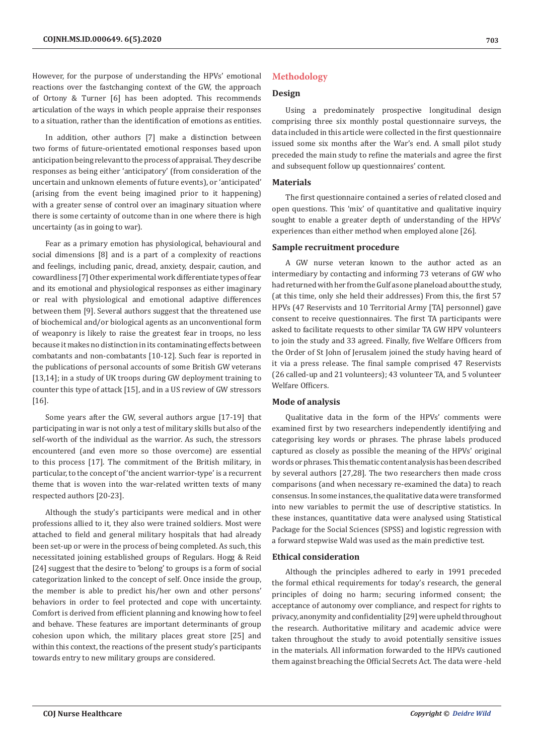However, for the purpose of understanding the HPVs' emotional reactions over the fastchanging context of the GW, the approach of Ortony & Turner [6] has been adopted. This recommends articulation of the ways in which people appraise their responses to a situation, rather than the identification of emotions as entities.

In addition, other authors [7] make a distinction between two forms of future-orientated emotional responses based upon anticipation being relevant to the process of appraisal. They describe responses as being either 'anticipatory' (from consideration of the uncertain and unknown elements of future events), or 'anticipated' (arising from the event being imagined prior to it happening) with a greater sense of control over an imaginary situation where there is some certainty of outcome than in one where there is high uncertainty (as in going to war).

Fear as a primary emotion has physiological, behavioural and social dimensions [8] and is a part of a complexity of reactions and feelings, including panic, dread, anxiety, despair, caution, and cowardliness [7] Other experimental work differentiate types of fear and its emotional and physiological responses as either imaginary or real with physiological and emotional adaptive differences between them [9]. Several authors suggest that the threatened use of biochemical and/or biological agents as an unconventional form of weaponry is likely to raise the greatest fear in troops, no less because it makes no distinction in its contaminating effects between combatants and non-combatants [10-12]. Such fear is reported in the publications of personal accounts of some British GW veterans [13,14]; in a study of UK troops during GW deployment training to counter this type of attack [15], and in a US review of GW stressors [16].

Some years after the GW, several authors argue [17-19] that participating in war is not only a test of military skills but also of the self-worth of the individual as the warrior. As such, the stressors encountered (and even more so those overcome) are essential to this process [17]. The commitment of the British military, in particular, to the concept of 'the ancient warrior-type' is a recurrent theme that is woven into the war-related written texts of many respected authors [20-23].

Although the study's participants were medical and in other professions allied to it, they also were trained soldiers. Most were attached to field and general military hospitals that had already been set-up or were in the process of being completed. As such, this necessitated joining established groups of Regulars. Hogg & Reid [24] suggest that the desire to 'belong' to groups is a form of social categorization linked to the concept of self. Once inside the group, the member is able to predict his/her own and other persons' behaviors in order to feel protected and cope with uncertainty. Comfort is derived from efficient planning and knowing how to feel and behave. These features are important determinants of group cohesion upon which, the military places great store [25] and within this context, the reactions of the present study's participants towards entry to new military groups are considered.

## Methodology

### Design

Using a predominately prospective longitudinal design comprising three six monthly postal questionnaire surveys, the data included in this article were collected in the first questionnaire issued some six months after the War's end. A small pilot study preceded the main study to refine the materials and agree the first and subsequent follow up questionnaires' content.

### Materials

The first questionnaire contained a series of related closed and open questions. This 'mix' of quantitative and qualitative inquiry sought to enable a greater depth of understanding of the HPVs' experiences than either method when employed alone [26].

### Sample recruitment procedure

A GW nurse veteran known to the author acted as an intermediary by contacting and informing 73 veterans of GW who had returned with her from the Gulf as one planeload about the study, (at this time, only she held their addresses) From this, the first 57 HPVs (47 Reservists and 10 Territorial Army [TA] personnel) gave consent to receive questionnaires. The first TA participants were asked to facilitate requests to other similar TA GW HPV volunteers to join the study and 33 agreed. Finally, five Welfare Officers from the Order of St John of Jerusalem joined the study having heard of it via a press release. The final sample comprised 47 Reservists (26 called-up and 21 volunteers); 43 volunteer TA, and 5 volunteer Welfare Officers.

### Mode of analysis

Qualitative data in the form of the HPVs' comments were examined first by two researchers independently identifying and categorising key words or phrases. The phrase labels produced captured as closely as possible the meaning of the HPVs' original words or phrases. This thematic content analysis has been described by several authors [27,28]. The two researchers then made cross comparisons (and when necessary re-examined the data) to reach consensus. In some instances, the qualitative data were transformed into new variables to permit the use of descriptive statistics. In these instances, quantitative data were analysed using Statistical Package for the Social Sciences (SPSS) and logistic regression with a forward stepwise Wald was used as the main predictive test.

### Ethical consideration

Although the principles adhered to early in 1991 preceded the formal ethical requirements for today's research, the general principles of doing no harm; securing informed consent; the acceptance of autonomy over compliance, and respect for rights to privacy, anonymity and confidentiality [29] were upheld throughout the research. Authoritative military and academic advice were taken throughout the study to avoid potentially sensitive issues in the materials. All information forwarded to the HPVs cautioned them against breaching the Official Secrets Act. The data were -held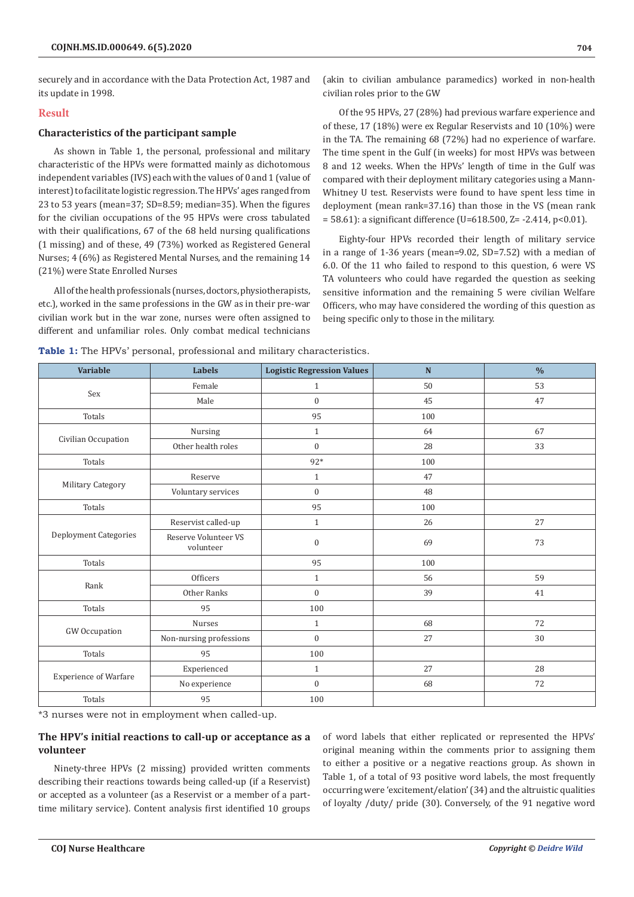securely and in accordance with the Data Protection Act, 1987 and its update in 1998.

## Result

### Characteristics of the participant sample

As shown in Table 1, the personal, professional and military characteristic of the HPVs were formatted mainly as dichotomous independent variables (IVS) each with the values of 0 and 1 (value of interest) to facilitate logistic regression. The HPVs' ages ranged from 23 to 53 years (mean=37; SD=8.59; median=35). When the figures for the civilian occupations of the 95 HPVs were cross tabulated with their qualifications, 67 of the 68 held nursing qualifications (1 missing) and of these, 49 (73%) worked as Registered General Nurses; 4 (6%) as Registered Mental Nurses, and the remaining 14 (21%) were State Enrolled Nurses

All of the health professionals (nurses, doctors, physiotherapists, etc.), worked in the same professions in the GW as in their pre-war civilian work but in the war zone, nurses were often assigned to different and unfamiliar roles. Only combat medical technicians (akin to civilian ambulance paramedics) worked in non-health civilian roles prior to the GW

Of the 95 HPVs, 27 (28%) had previous warfare experience and of these, 17 (18%) were ex Regular Reservists and 10 (10%) were in the TA. The remaining 68 (72%) had no experience of warfare. The time spent in the Gulf (in weeks) for most HPVs was between 8 and 12 weeks. When the HPVs' length of time in the Gulf was compared with their deployment military categories using a Mann-Whitney U test. Reservists were found to have spent less time in deployment (mean rank=37.16) than those in the VS (mean rank = 58.61): a significant difference (U=618.500, Z= -2.414, p<0.01).

Eighty-four HPVs recorded their length of military service in a range of 1-36 years (mean=9.02, SD=7.52) with a median of 6.0. Of the 11 who failed to respond to this question, 6 were VS TA volunteers who could have regarded the question as seeking sensitive information and the remaining 5 were civilian Welfare Officers, who may have considered the wording of this question as being specific only to those in the military.

**Table 1:** The HPVs' personal, professional and military characteristics.

| Variable | Labels | Logistic Regression Values | N | % |
|---|---|---|---|---|
| Sex | Female | 1 | 50 | 53 |
| | Male | 0 | 45 | 47 |
| Totals | | 95 | 100 | |
| Civilian Occupation | Nursing | 1 | 64 | 67 |
| | Other health roles | 0 | 28 | 33 |
| Totals | | 92* | 100 | |
| Military Category | Reserve | 1 | 47 | |
| | Voluntary services | 0 | 48 | |
| Totals | | 95 | 100 | |
| Deployment Categories | Reservist called-up | 1 | 26 | 27 |
| | Reserve Volunteer VS volunteer | 0 | 69 | 73 |
| Totals | | 95 | 100 | |
| Rank | Officers | 1 | 56 | 59 |
| | Other Ranks | 0 | 39 | 41 |
| Totals | 95 | 100 | | |
| GW Occupation | Nurses | 1 | 68 | 72 |
| | Non-nursing professions | 0 | 27 | 30 |
| Totals | 95 | 100 | | |
| Experience of Warfare | Experienced | 1 | 27 | 28 |
| | No experience | 0 | 68 | 72 |
| Totals | 95 | 100 | | |

*3 nurses were not in employment when called-up.

### The HPV's initial reactions to call-up or acceptance as a volunteer

Ninety-three HPVs (2 missing) provided written comments describing their reactions towards being called-up (if a Reservist) or accepted as a volunteer (as a Reservist or a member of a part-time military service). Content analysis first identified 10 groups of word labels that either replicated or represented the HPVs' original meaning within the comments prior to assigning them to either a positive or a negative reactions group. As shown in Table 1, of a total of 93 positive word labels, the most frequently occurring were 'excitement/elation' (34) and the altruistic qualities of loyalty /duty/ pride (30). Conversely, of the 91 negative word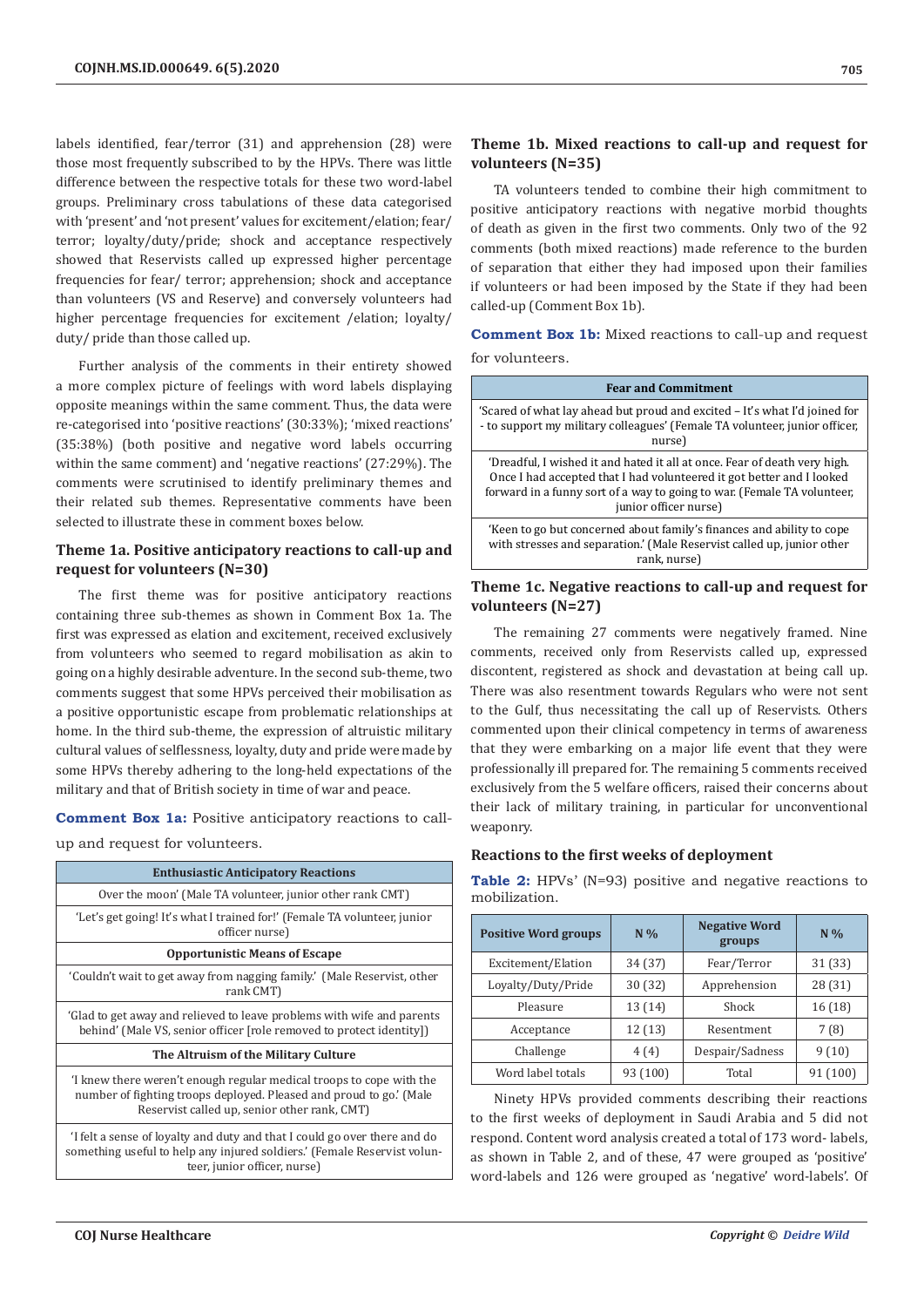labels identified, fear/terror (31) and apprehension (28) were those most frequently subscribed to by the HPVs. There was little difference between the respective totals for these two word-label groups. Preliminary cross tabulations of these data categorised with 'present' and 'not present' values for excitement/elation; fear/terror; loyalty/duty/pride; shock and acceptance respectively showed that Reservists called up expressed higher percentage frequencies for fear/ terror; apprehension; shock and acceptance than volunteers (VS and Reserve) and conversely volunteers had higher percentage frequencies for excitement /elation; loyalty/duty/ pride than those called up.

Further analysis of the comments in their entirety showed a more complex picture of feelings with word labels displaying opposite meanings within the same comment. Thus, the data were re-categorised into 'positive reactions' (30:33%); 'mixed reactions' (35:38%) (both positive and negative word labels occurring within the same comment) and 'negative reactions' (27:29%). The comments were scrutinised to identify preliminary themes and their related sub themes. Representative comments have been selected to illustrate these in comment boxes below.

### Theme 1a. Positive anticipatory reactions to call-up and request for volunteers (N=30)

The first theme was for positive anticipatory reactions containing three sub-themes as shown in Comment Box 1a. The first was expressed as elation and excitement, received exclusively from volunteers who seemed to regard mobilisation as akin to going on a highly desirable adventure. In the second sub-theme, two comments suggest that some HPVs perceived their mobilisation as a positive opportunistic escape from problematic relationships at home. In the third sub-theme, the expression of altruistic military cultural values of selflessness, loyalty, duty and pride were made by some HPVs thereby adhering to the long-held expectations of the military and that of British society in time of war and peace.

**Comment Box 1a:** Positive anticipatory reactions to call-up and request for volunteers.

| Enthusiastic Anticipatory Reactions |
|---|
| Over the moon' (Male TA volunteer, junior other rank CMT) |
| 'Let's get going! It's what I trained for!' (Female TA volunteer, junior officer nurse) |
| **Opportunistic Means of Escape** |
| 'Couldn't wait to get away from nagging family.' (Male Reservist, other rank CMT) |
| 'Glad to get away and relieved to leave problems with wife and parents behind' (Male VS, senior officer [role removed to protect identity]) |
| **The Altruism of the Military Culture** |
| 'I knew there weren't enough regular medical troops to cope with the number of fighting troops deployed. Pleased and proud to go.' (Male Reservist called up, senior other rank, CMT) |
| 'I felt a sense of loyalty and duty and that I could go over there and do something useful to help any injured soldiers.' (Female Reservist volunteer, junior officer, nurse) |

### Theme 1b. Mixed reactions to call-up and request for volunteers (N=35)

TA volunteers tended to combine their high commitment to positive anticipatory reactions with negative morbid thoughts of death as given in the first two comments. Only two of the 92 comments (both mixed reactions) made reference to the burden of separation that either they had imposed upon their families if volunteers or had been imposed by the State if they had been called-up (Comment Box 1b).

**Comment Box 1b:** Mixed reactions to call-up and request for volunteers.

| Fear and Commitment |
|---|
| 'Scared of what lay ahead but proud and excited – It's what I'd joined for - to support my military colleagues' (Female TA volunteer, junior officer, nurse) |
| 'Dreadful, I wished it and hated it all at once. Fear of death very high. Once I had accepted that I had volunteered it got better and I looked forward in a funny sort of a way to going to war. (Female TA volunteer, junior officer nurse) |
| 'Keen to go but concerned about family's finances and ability to cope with stresses and separation.' (Male Reservist called up, junior other rank, nurse) |

### Theme 1c. Negative reactions to call-up and request for volunteers (N=27)

The remaining 27 comments were negatively framed. Nine comments, received only from Reservists called up, expressed discontent, registered as shock and devastation at being call up. There was also resentment towards Regulars who were not sent to the Gulf, thus necessitating the call up of Reservists. Others commented upon their clinical competency in terms of awareness that they were embarking on a major life event that they were professionally ill prepared for. The remaining 5 comments received exclusively from the 5 welfare officers, raised their concerns about their lack of military training, in particular for unconventional weaponry.

### Reactions to the first weeks of deployment

**Table 2:** HPVs' (N=93) positive and negative reactions to mobilization.

| Positive Word groups | N % | Negative Word groups | N % |
|---|---|---|---|
| Excitement/Elation | 34 (37) | Fear/Terror | 31 (33) |
| Loyalty/Duty/Pride | 30 (32) | Apprehension | 28 (31) |
| Pleasure | 13 (14) | Shock | 16 (18) |
| Acceptance | 12 (13) | Resentment | 7 (8) |
| Challenge | 4 (4) | Despair/Sadness | 9 (10) |
| Word label totals | 93 (100) | Total | 91 (100) |

Ninety HPVs provided comments describing their reactions to the first weeks of deployment in Saudi Arabia and 5 did not respond. Content word analysis created a total of 173 word- labels, as shown in Table 2, and of these, 47 were grouped as 'positive' word-labels and 126 were grouped as 'negative' word-labels. Of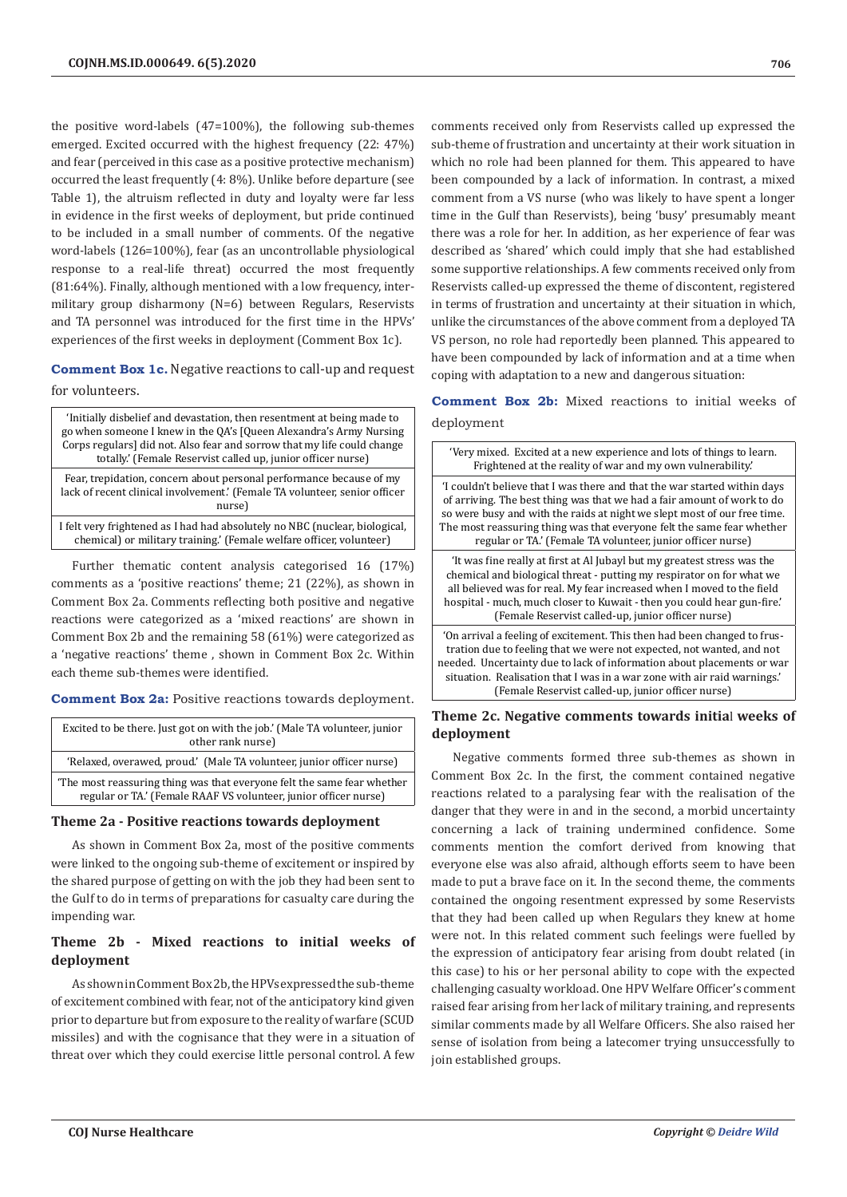the positive word-labels (47=100%), the following sub-themes emerged. Excited occurred with the highest frequency (22: 47%) and fear (perceived in this case as a positive protective mechanism) occurred the least frequently (4: 8%). Unlike before departure (see Table 1), the altruism reflected in duty and loyalty were far less in evidence in the first weeks of deployment, but pride continued to be included in a small number of comments. Of the negative word-labels (126=100%), fear (as an uncontrollable physiological response to a real-life threat) occurred the most frequently (81:64%). Finally, although mentioned with a low frequency, inter-military group disharmony (N=6) between Regulars, Reservists and TA personnel was introduced for the first time in the HPVs' experiences of the first weeks in deployment (Comment Box 1c).

**Comment Box 1c.** Negative reactions to call-up and request for volunteers.

| |
|---|
| 'Initially disbelief and devastation, then resentment at being made to go when someone I knew in the QA's [Queen Alexandra's Army Nursing Corps regulars] did not. Also fear and sorrow that my life could change totally.' (Female Reservist called up, junior officer nurse) |
| Fear, trepidation, concern about personal performance because of my lack of recent clinical involvement.' (Female TA volunteer, senior officer nurse) |
| I felt very frightened as I had had absolutely no NBC (nuclear, biological, chemical) or military training.' (Female welfare officer, volunteer) |

Further thematic content analysis categorised 16 (17%) comments as a 'positive reactions' theme; 21 (22%), as shown in Comment Box 2a. Comments reflecting both positive and negative reactions were categorized as a 'mixed reactions' are shown in Comment Box 2b and the remaining 58 (61%) were categorized as a 'negative reactions' theme , shown in Comment Box 2c. Within each theme sub-themes were identified.

**Comment Box 2a:** Positive reactions towards deployment.

| |
|---|
| Excited to be there. Just got on with the job.' (Male TA volunteer, junior other rank nurse) |
| 'Relaxed, overawed, proud.' (Male TA volunteer, junior officer nurse) |
| 'The most reassuring thing was that everyone felt the same fear whether regular or TA.' (Female RAAF VS volunteer, junior officer nurse) |

### Theme 2a - Positive reactions towards deployment

As shown in Comment Box 2a, most of the positive comments were linked to the ongoing sub-theme of excitement or inspired by the shared purpose of getting on with the job they had been sent to the Gulf to do in terms of preparations for casualty care during the impending war.

### Theme 2b - Mixed reactions to initial weeks of deployment

As shown in Comment Box 2b, the HPVs expressed the sub-theme of excitement combined with fear, not of the anticipatory kind given prior to departure but from exposure to the reality of warfare (SCUD missiles) and with the cognisance that they were in a situation of threat over which they could exercise little personal control. A few comments received only from Reservists called up expressed the sub-theme of frustration and uncertainty at their work situation in which no role had been planned for them. This appeared to have been compounded by a lack of information. In contrast, a mixed comment from a VS nurse (who was likely to have spent a longer time in the Gulf than Reservists), being 'busy' presumably meant there was a role for her. In addition, as her experience of fear was described as 'shared' which could imply that she had established some supportive relationships. A few comments received only from Reservists called-up expressed the theme of discontent, registered in terms of frustration and uncertainty at their situation in which, unlike the circumstances of the above comment from a deployed TA VS person, no role had reportedly been planned. This appeared to have been compounded by lack of information and at a time when coping with adaptation to a new and dangerous situation:

**Comment Box 2b:** Mixed reactions to initial weeks of deployment

| |
|---|
| 'Very mixed. Excited at a new experience and lots of things to learn. Frightened at the reality of war and my own vulnerability.' |
| 'I couldn't believe that I was there and that the war started within days of arriving. The best thing was that we had a fair amount of work to do so were busy and with the raids at night we slept most of our free time. The most reassuring thing was that everyone felt the same fear whether regular or TA.' (Female TA volunteer, junior officer nurse) |
| 'It was fine really at first at Al Jubayl but my greatest stress was the chemical and biological threat - putting my respirator on for what we all believed was for real. My fear increased when I moved to the field hospital - much, much closer to Kuwait - then you could hear gun-fire.' (Female Reservist called-up, junior officer nurse) |
| 'On arrival a feeling of excitement. This then had been changed to frustration due to feeling that we were not expected, not wanted, and not needed. Uncertainty due to lack of information about placements or war situation. Realisation that I was in a war zone with air raid warnings.' (Female Reservist called-up, junior officer nurse) |

### Theme 2c. Negative comments towards initial weeks of deployment

Negative comments formed three sub-themes as shown in Comment Box 2c. In the first, the comment contained negative reactions related to a paralysing fear with the realisation of the danger that they were in and in the second, a morbid uncertainty concerning a lack of training undermined confidence. Some comments mention the comfort derived from knowing that everyone else was also afraid, although efforts seem to have been made to put a brave face on it. In the second theme, the comments contained the ongoing resentment expressed by some Reservists that they had been called up when Regulars they knew at home were not. In this related comment such feelings were fuelled by the expression of anticipatory fear arising from doubt related (in this case) to his or her personal ability to cope with the expected challenging casualty workload. One HPV Welfare Officer's comment raised fear arising from her lack of military training, and represents similar comments made by all Welfare Officers. She also raised her sense of isolation from being a latecomer trying unsuccessfully to join established groups.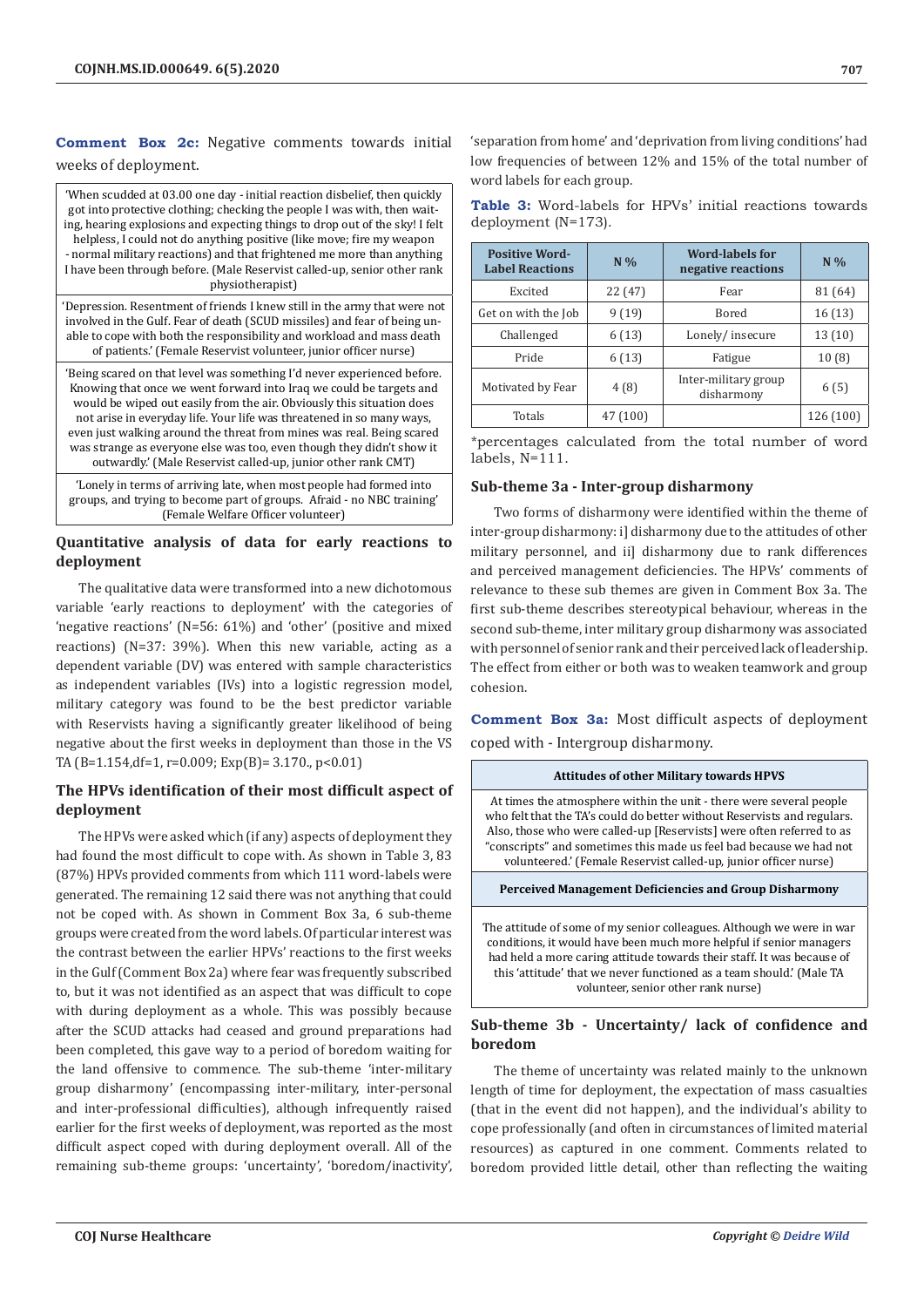**Comment Box 2c:** Negative comments towards initial weeks of deployment.

| |
|---|
| 'When scudded at 03.00 one day - initial reaction disbelief, then quickly got into protective clothing; checking the people I was with, then waiting, hearing explosions and expecting things to drop out of the sky! I felt helpless, I could not do anything positive (like move; fire my weapon - normal military reactions) and that frightened me more than anything I have been through before. (Male Reservist called-up, senior other rank physiotherapist) |
| 'Depression. Resentment of friends I knew still in the army that were not involved in the Gulf. Fear of death (SCUD missiles) and fear of being unable to cope with both the responsibility and workload and mass death of patients.' (Female Reservist volunteer, junior officer nurse) |
| 'Being scared on that level was something I'd never experienced before. Knowing that once we went forward into Iraq we could be targets and would be wiped out easily from the air. Obviously this situation does not arise in everyday life. Your life was threatened in so many ways, even just walking around the threat from mines was real. Being scared was strange as everyone else was too, even though they didn't show it outwardly.' (Male Reservist called-up, junior other rank CMT) |
| 'Lonely in terms of arriving late, when most people had formed into groups, and trying to become part of groups. Afraid - no NBC training' (Female Welfare Officer volunteer) |

## Quantitative analysis of data for early reactions to deployment

The qualitative data were transformed into a new dichotomous variable 'early reactions to deployment' with the categories of 'negative reactions' (N=56: 61%) and 'other' (positive and mixed reactions) (N=37: 39%). When this new variable, acting as a dependent variable (DV) was entered with sample characteristics as independent variables (IVs) into a logistic regression model, military category was found to be the best predictor variable with Reservists having a significantly greater likelihood of being negative about the first weeks in deployment than those in the VS TA (B=1.154,df=1, r=0.009; Exp(B)= 3.170., p<0.01)

## The HPVs identification of their most difficult aspect of deployment

The HPVs were asked which (if any) aspects of deployment they had found the most difficult to cope with. As shown in Table 3, 83 (87%) HPVs provided comments from which 111 word-labels were generated. The remaining 12 said there was not anything that could not be coped with. As shown in Comment Box 3a, 6 sub-theme groups were created from the word labels. Of particular interest was the contrast between the earlier HPVs' reactions to the first weeks in the Gulf (Comment Box 2a) where fear was frequently subscribed to, but it was not identified as an aspect that was difficult to cope with during deployment as a whole. This was possibly because after the SCUD attacks had ceased and ground preparations had been completed, this gave way to a period of boredom waiting for the land offensive to commence. The sub-theme 'inter-military group disharmony' (encompassing inter-military, inter-personal and inter-professional difficulties), although infrequently raised earlier for the first weeks of deployment, was reported as the most difficult aspect coped with during deployment overall. All of the remaining sub-theme groups: 'uncertainty', 'boredom/inactivity', 'separation from home' and 'deprivation from living conditions' had low frequencies of between 12% and 15% of the total number of word labels for each group.

**Table 3:** Word-labels for HPVs' initial reactions towards deployment (N=173).

| Positive Word-Label Reactions | N % | Word-labels for negative reactions | N % |
|---|---|---|---|
| Excited | 22 (47) | Fear | 81 (64) |
| Get on with the Job | 9 (19) | Bored | 16 (13) |
| Challenged | 6 (13) | Lonely/ insecure | 13 (10) |
| Pride | 6 (13) | Fatigue | 10 (8) |
| Motivated by Fear | 4 (8) | Inter-military group disharmony | 6 (5) |
| Totals | 47 (100) | | 126 (100) |

*percentages calculated from the total number of word labels, N=111.

### Sub-theme 3a - Inter-group disharmony

Two forms of disharmony were identified within the theme of inter-group disharmony: i] disharmony due to the attitudes of other military personnel, and ii] disharmony due to rank differences and perceived management deficiencies. The HPVs' comments of relevance to these sub themes are given in Comment Box 3a. The first sub-theme describes stereotypical behaviour, whereas in the second sub-theme, inter military group disharmony was associated with personnel of senior rank and their perceived lack of leadership. The effect from either or both was to weaken teamwork and group cohesion.

**Comment Box 3a:** Most difficult aspects of deployment coped with - Intergroup disharmony.

| Attitudes of other Military towards HPVS |
|---|
| At times the atmosphere within the unit - there were several people who felt that the TA's could do better without Reservists and regulars. Also, those who were called-up [Reservists] were often referred to as "conscripts" and sometimes this made us feel bad because we had not volunteered.' (Female Reservist called-up, junior officer nurse) |
| **Perceived Management Deficiencies and Group Disharmony** |
| The attitude of some of my senior colleagues. Although we were in war conditions, it would have been much more helpful if senior managers had held a more caring attitude towards their staff. It was because of this 'attitude' that we never functioned as a team should.' (Male TA volunteer, senior other rank nurse) |

### Sub-theme 3b - Uncertainty/ lack of confidence and boredom

The theme of uncertainty was related mainly to the unknown length of time for deployment, the expectation of mass casualties (that in the event did not happen), and the individual's ability to cope professionally (and often in circumstances of limited material resources) as captured in one comment. Comments related to boredom provided little detail, other than reflecting the waiting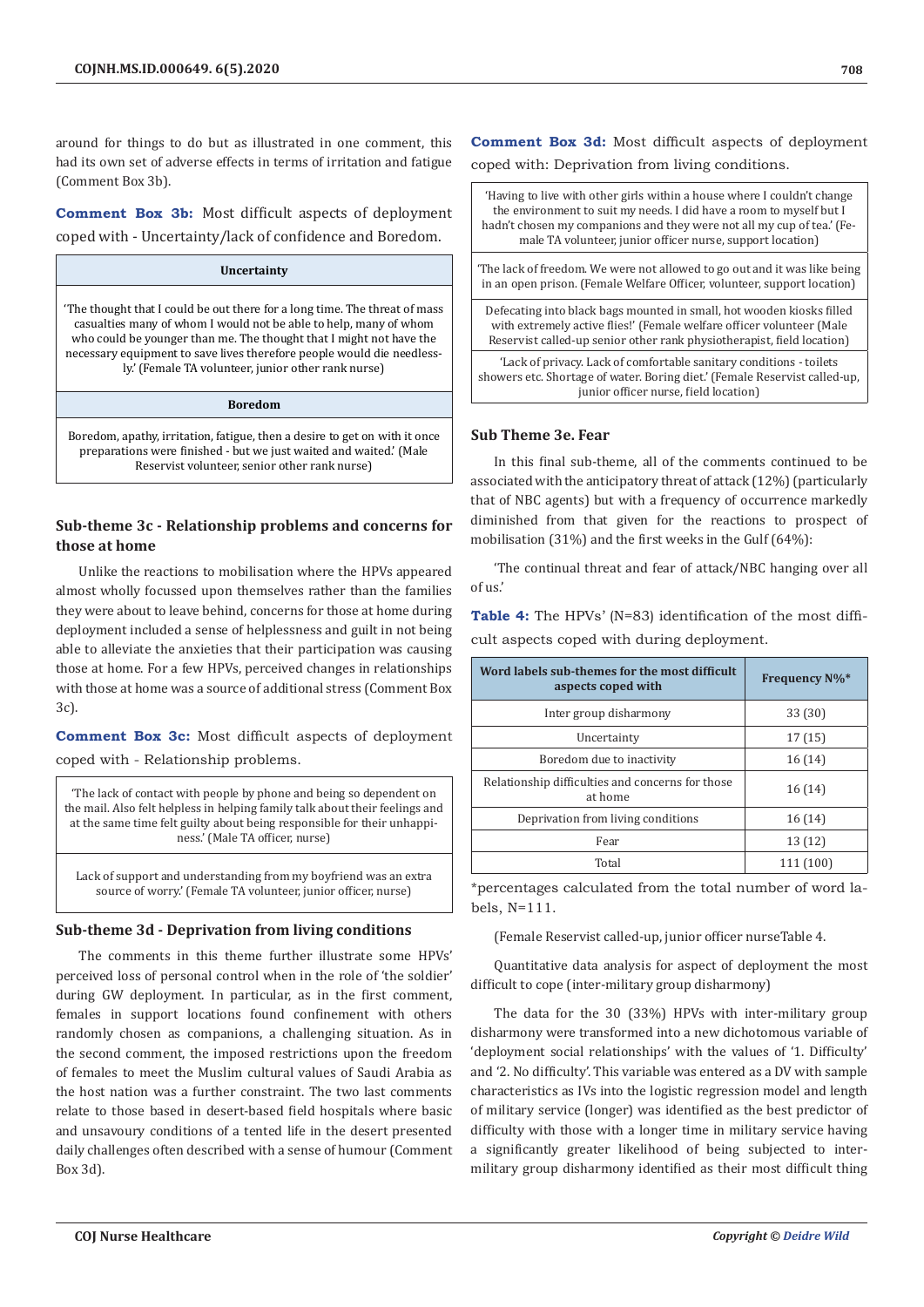around for things to do but as illustrated in one comment, this had its own set of adverse effects in terms of irritation and fatigue (Comment Box 3b).

**Comment Box 3b:** Most difficult aspects of deployment coped with - Uncertainty/lack of confidence and Boredom.

| Uncertainty |
|---|
| 'The thought that I could be out there for a long time. The threat of mass casualties many of whom I would not be able to help, many of whom who could be younger than me. The thought that I might not have the necessary equipment to save lives therefore people would die needlessly.' (Female TA volunteer, junior other rank nurse) |
| **Boredom** |
| Boredom, apathy, irritation, fatigue, then a desire to get on with it once preparations were finished - but we just waited and waited.' (Male Reservist volunteer, senior other rank nurse) |

### Sub-theme 3c - Relationship problems and concerns for those at home

Unlike the reactions to mobilisation where the HPVs appeared almost wholly focussed upon themselves rather than the families they were about to leave behind, concerns for those at home during deployment included a sense of helplessness and guilt in not being able to alleviate the anxieties that their participation was causing those at home. For a few HPVs, perceived changes in relationships with those at home was a source of additional stress (Comment Box 3c).

**Comment Box 3c:** Most difficult aspects of deployment coped with - Relationship problems.

| Relationship problems |
|---|
| 'The lack of contact with people by phone and being so dependent on the mail. Also felt helpless in helping family talk about their feelings and at the same time felt guilty about being responsible for their unhappiness.' (Male TA officer, nurse) |
| Lack of support and understanding from my boyfriend was an extra source of worry.' (Female TA volunteer, junior officer, nurse) |

### Sub-theme 3d - Deprivation from living conditions

The comments in this theme further illustrate some HPVs' perceived loss of personal control when in the role of 'the soldier' during GW deployment. In particular, as in the first comment, females in support locations found confinement with others randomly chosen as companions, a challenging situation. As in the second comment, the imposed restrictions upon the freedom of females to meet the Muslim cultural values of Saudi Arabia as the host nation was a further constraint. The two last comments relate to those based in desert-based field hospitals where basic and unsavoury conditions of a tented life in the desert presented daily challenges often described with a sense of humour (Comment Box 3d).

**Comment Box 3d:** Most difficult aspects of deployment coped with: Deprivation from living conditions.

| Deprivation from living conditions |
|---|
| 'Having to live with other girls within a house where I couldn't change the environment to suit my needs. I did have a room to myself but I hadn't chosen my companions and they were not all my cup of tea.' (Female TA volunteer, junior officer nurse, support location) |
| 'The lack of freedom. We were not allowed to go out and it was like being in an open prison. (Female Welfare Officer, volunteer, support location) |
| Defecating into black bags mounted in small, hot wooden kiosks filled with extremely active flies!' (Female welfare officer volunteer (Male Reservist called-up senior other rank physiotherapist, field location) |
| 'Lack of privacy. Lack of comfortable sanitary conditions - toilets showers etc. Shortage of water. Boring diet.' (Female Reservist called-up, junior officer nurse, field location) |

### Sub Theme 3e. Fear

In this final sub-theme, all of the comments continued to be associated with the anticipatory threat of attack (12%) (particularly that of NBC agents) but with a frequency of occurrence markedly diminished from that given for the reactions to prospect of mobilisation (31%) and the first weeks in the Gulf (64%):

'The continual threat and fear of attack/NBC hanging over all of us.'

**Table 4:** The HPVs' (N=83) identification of the most difficult aspects coped with during deployment.

| Word labels sub-themes for the most difficult aspects coped with | Frequency N%* |
|---|---|
| Inter group disharmony | 33 (30) |
| Uncertainty | 17 (15) |
| Boredom due to inactivity | 16 (14) |
| Relationship difficulties and concerns for those at home | 16 (14) |
| Deprivation from living conditions | 16 (14) |
| Fear | 13 (12) |
| Total | 111 (100) |

*percentages calculated from the total number of word labels, N=111.

(Female Reservist called-up, junior officer nurseTable 4.

Quantitative data analysis for aspect of deployment the most difficult to cope (inter-military group disharmony)

The data for the 30 (33%) HPVs with inter-military group disharmony were transformed into a new dichotomous variable of 'deployment social relationships' with the values of '1. Difficulty' and '2. No difficulty'. This variable was entered as a DV with sample characteristics as IVs into the logistic regression model and length of military service (longer) was identified as the best predictor of difficulty with those with a longer time in military service having a significantly greater likelihood of being subjected to inter-military group disharmony identified as their most difficult thing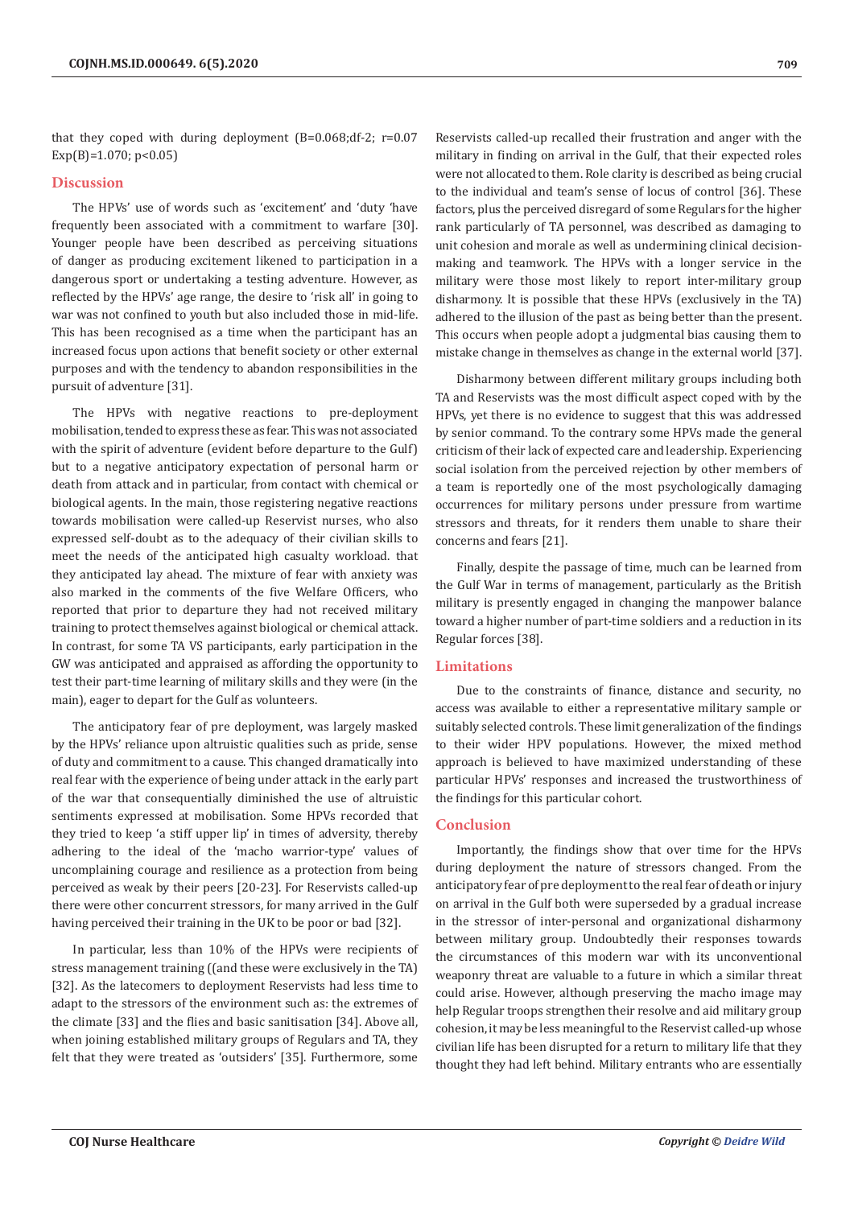that they coped with during deployment ($B=0.068$;df-2; $r=0.07$ $Exp(B)=1.070$; $p<0.05$)

## Discussion

The HPVs' use of words such as 'excitement' and 'duty 'have frequently been associated with a commitment to warfare [30]. Younger people have been described as perceiving situations of danger as producing excitement likened to participation in a dangerous sport or undertaking a testing adventure. However, as reflected by the HPVs' age range, the desire to 'risk all' in going to war was not confined to youth but also included those in mid-life. This has been recognised as a time when the participant has an increased focus upon actions that benefit society or other external purposes and with the tendency to abandon responsibilities in the pursuit of adventure [31].

The HPVs with negative reactions to pre-deployment mobilisation, tended to express these as fear. This was not associated with the spirit of adventure (evident before departure to the Gulf) but to a negative anticipatory expectation of personal harm or death from attack and in particular, from contact with chemical or biological agents. In the main, those registering negative reactions towards mobilisation were called-up Reservist nurses, who also expressed self-doubt as to the adequacy of their civilian skills to meet the needs of the anticipated high casualty workload. that they anticipated lay ahead. The mixture of fear with anxiety was also marked in the comments of the five Welfare Officers, who reported that prior to departure they had not received military training to protect themselves against biological or chemical attack. In contrast, for some TA VS participants, early participation in the GW was anticipated and appraised as affording the opportunity to test their part-time learning of military skills and they were (in the main), eager to depart for the Gulf as volunteers.

The anticipatory fear of pre deployment, was largely masked by the HPVs' reliance upon altruistic qualities such as pride, sense of duty and commitment to a cause. This changed dramatically into real fear with the experience of being under attack in the early part of the war that consequentially diminished the use of altruistic sentiments expressed at mobilisation. Some HPVs recorded that they tried to keep 'a stiff upper lip' in times of adversity, thereby adhering to the ideal of the 'macho warrior-type' values of uncomplaining courage and resilience as a protection from being perceived as weak by their peers [20-23]. For Reservists called-up there were other concurrent stressors, for many arrived in the Gulf having perceived their training in the UK to be poor or bad [32].

In particular, less than 10% of the HPVs were recipients of stress management training ((and these were exclusively in the TA) [32]. As the latecomers to deployment Reservists had less time to adapt to the stressors of the environment such as: the extremes of the climate [33] and the flies and basic sanitisation [34]. Above all, when joining established military groups of Regulars and TA, they felt that they were treated as 'outsiders' [35]. Furthermore, some Reservists called-up recalled their frustration and anger with the military in finding on arrival in the Gulf, that their expected roles were not allocated to them. Role clarity is described as being crucial to the individual and team's sense of locus of control [36]. These factors, plus the perceived disregard of some Regulars for the higher rank particularly of TA personnel, was described as damaging to unit cohesion and morale as well as undermining clinical decision-making and teamwork. The HPVs with a longer service in the military were those most likely to report inter-military group disharmony. It is possible that these HPVs (exclusively in the TA) adhered to the illusion of the past as being better than the present. This occurs when people adopt a judgmental bias causing them to mistake change in themselves as change in the external world [37].

Disharmony between different military groups including both TA and Reservists was the most difficult aspect coped with by the HPVs, yet there is no evidence to suggest that this was addressed by senior command. To the contrary some HPVs made the general criticism of their lack of expected care and leadership. Experiencing social isolation from the perceived rejection by other members of a team is reportedly one of the most psychologically damaging occurrences for military persons under pressure from wartime stressors and threats, for it renders them unable to share their concerns and fears [21].

Finally, despite the passage of time, much can be learned from the Gulf War in terms of management, particularly as the British military is presently engaged in changing the manpower balance toward a higher number of part-time soldiers and a reduction in its Regular forces [38].

## Limitations

Due to the constraints of finance, distance and security, no access was available to either a representative military sample or suitably selected controls. These limit generalization of the findings to their wider HPV populations. However, the mixed method approach is believed to have maximized understanding of these particular HPVs' responses and increased the trustworthiness of the findings for this particular cohort.

## Conclusion

Importantly, the findings show that over time for the HPVs during deployment the nature of stressors changed. From the anticipatory fear of pre deployment to the real fear of death or injury on arrival in the Gulf both were superseded by a gradual increase in the stressor of inter-personal and organizational disharmony between military group. Undoubtedly their responses towards the circumstances of this modern war with its unconventional weaponry threat are valuable to a future in which a similar threat could arise. However, although preserving the macho image may help Regular troops strengthen their resolve and aid military group cohesion, it may be less meaningful to the Reservist called-up whose civilian life has been disrupted for a return to military life that they thought they had left behind. Military entrants who are essentially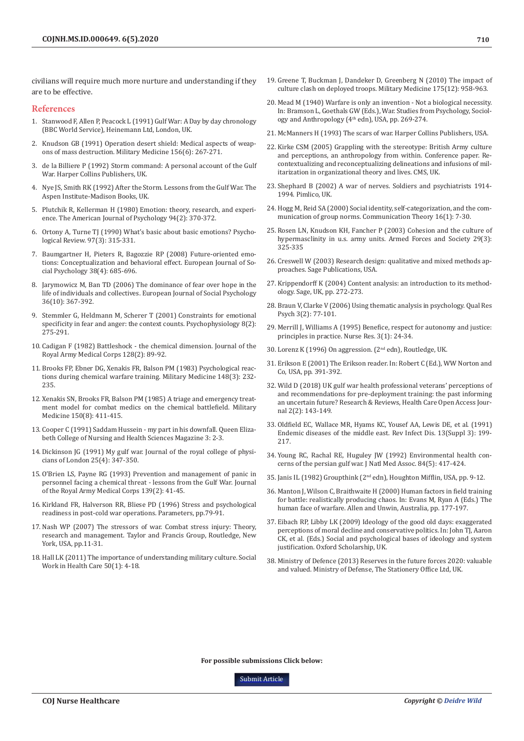civilians will require much more nurture and understanding if they are to be effective.

## References

1. Stanwood F, Allen P, Peacock L (1991) Gulf War: A Day by day chronology (BBC World Service), Heinemann Ltd, London, UK.
2. Knudson GB (1991) Operation desert shield: Medical aspects of weapons of mass destruction. Military Medicine 156(6): 267-271.
3. de la Billiere P (1992) Storm command: A personal account of the Gulf War. Harper Collins Publishers, UK.
4. Nye JS, Smith RK (1992) After the Storm. Lessons from the Gulf War. The Aspen Institute-Madison Books, UK.
5. Plutchik R, Kellerman H (1980) Emotion: theory, research, and experience. The American Journal of Psychology 94(2): 370-372.
6. Ortony A, Turne TJ (1990) What's basic about basic emotions? Psychological Review. 97(3): 315-331.
7. Baumgartner H, Pieters R, Bagozzie RP (2008) Future-oriented emotions: Conceptualization and behavioral effect. European Journal of Social Psychology 38(4): 685-696.
8. Jarymowicz M, Ban TD (2006) The dominance of fear over hope in the life of individuals and collectives. European Journal of Social Psychology 36(10): 367-392.
9. Stemmler G, Heldmann M, Scherer T (2001) Constraints for emotional specificity in fear and anger: the context counts. Psychophysiology 8(2): 275-291.
10. Cadigan F (1982) Battleshock - the chemical dimension. Journal of the Royal Army Medical Corps 128(2): 89-92.
11. Brooks FP, Ebner DG, Xenakis FR, Balson PM (1983) Psychological reactions during chemical warfare training. Military Medicine 148(3): 232-235.
12. Xenakis SN, Brooks FR, Balson PM (1985) A triage and emergency treatment model for combat medics on the chemical battlefield. Military Medicine 150(8): 411-415.
13. Cooper C (1991) Saddam Hussein - my part in his downfall. Queen Elizabeth College of Nursing and Health Sciences Magazine 3: 2-3.
14. Dickinson JG (1991) My gulf war. Journal of the royal college of physicians of London 25(4): 347-350.
15. O'Brien LS, Payne RG (1993) Prevention and management of panic in personnel facing a chemical threat - lessons from the Gulf War. Journal of the Royal Army Medical Corps 139(2): 41-45.
16. Kirkland FR, Halverson RR, Bliese PD (1996) Stress and psychological readiness in post-cold war operations. Parameters, pp.79-91.
17. Nash WP (2007) The stressors of war. Combat stress injury: Theory, research and management. Taylor and Francis Group, Routledge, New York, USA, pp.11-31.
18. Hall LK (2011) The importance of understanding military culture. Social Work in Health Care 50(1): 4-18.
19. Greene T, Buckman J, Dandeker D, Greenberg N (2010) The impact of culture clash on deployed troops. Military Medicine 175(12): 958-963.
20. Mead M (1940) Warfare is only an invention - Not a biological necessity. In: Bramson L, Goethals GW (Eds.), War. Studies from Psychology, Sociology and Anthropology (4th edn), USA, pp. 269-274.
21. McManners H (1993) The scars of war. Harper Collins Publishers, USA.
22. Kirke CSM (2005) Grappling with the stereotype: British Army culture and perceptions, an anthropology from within. Conference paper. Recontextualizing and reconceptualizing delineations and infusions of militarization in organizational theory and lives. CMS, UK.
23. Shephard B (2002) A war of nerves. Soldiers and psychiatrists 1914-1994. Pimlico, UK.
24. Hogg M, Reid SA (2000) Social identity, self-categorization, and the communication of group norms. Communication Theory 16(1): 7-30.
25. Rosen LN, Knudson KH, Fancher P (2003) Cohesion and the culture of hypermasclinity in u.s. army units. Armed Forces and Society 29(3): 325-335
26. Creswell W (2003) Research design: qualitative and mixed methods approaches. Sage Publications, USA.
27. Krippendorff K (2004) Content analysis: an introduction to its methodology. Sage, UK, pp. 272-273.
28. Braun V, Clarke V (2006) Using thematic analysis in psychology. Qual Res Psych 3(2): 77-101.
29. Merrill J, Williams A (1995) Benefice, respect for autonomy and justice: principles in practice. Nurse Res. 3(1): 24-34.
30. Lorenz K (1996) On aggression. (2nd edn), Routledge, UK.
31. Erikson E (2001) The Erikson reader. In: Robert C (Ed.), WW Norton and Co, USA, pp. 391-392.
32. Wild D (2018) UK gulf war health professional veterans' perceptions of and recommendations for pre-deployment training: the past informing an uncertain future? Research & Reviews, Health Care Open Access Journal 2(2): 143-149.
33. Oldfield EC, Wallace MR, Hyams KC, Yousef AA, Lewis DE, et al. (1991) Endemic diseases of the middle east. Rev Infect Dis. 13(Suppl 3): 199-217.
34. Young RC, Rachal RE, Huguley JW (1992) Environmental health concerns of the persian gulf war. J Natl Med Assoc. 84(5): 417-424.
35. Janis IL (1982) Groupthink (2nd edn), Houghton Mifflin, USA, pp. 9-12.
36. Manton J, Wilson C, Braithwaite H (2000) Human factors in field training for battle: realistically producing chaos. In: Evans M, Ryan A (Eds.) The human face of warfare. Allen and Unwin, Australia, pp. 177-197.
37. Eibach RP, Libby LK (2009) Ideology of the good old days: exaggerated perceptions of moral decline and conservative politics. In: John TJ, Aaron CK, et al. (Eds.) Social and psychological bases of ideology and system justification. Oxford Scholarship, UK.
38. Ministry of Defence (2013) Reserves in the future forces 2020: valuable and valued. Ministry of Defense, The Stationery Office Ltd, UK.

**For possible submissions Click below:**

Submit Article